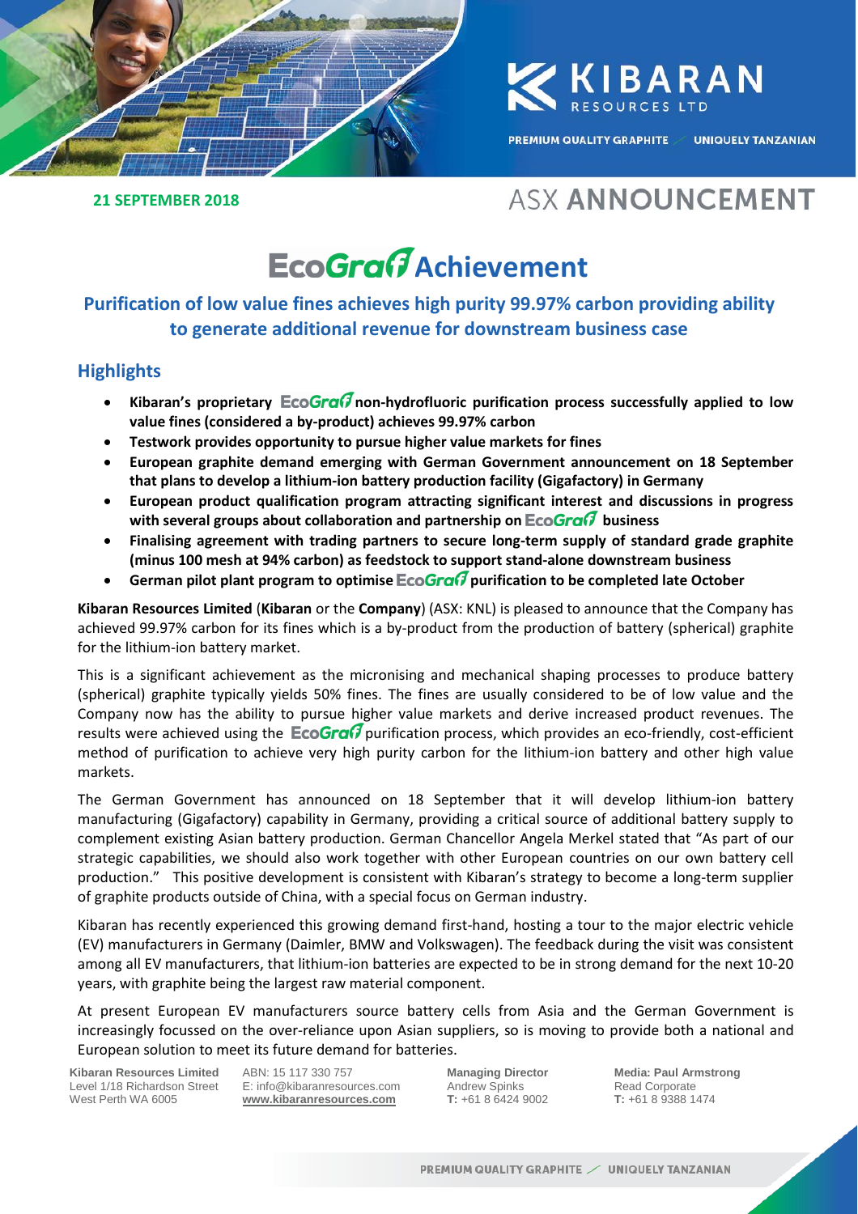**21 SEPTEMBER 2018**

ASX ANNOUNCEMENT

# EcoGraf Achievement

## Purification of low value fines achieves high purity 99.97% carbon providing ability to generate additional revenue for downstream business case

### Highlights

- **Kibaran's proprietary EcoGraf non-hydrofluoric purification process successfully applied to low value fines (considered a by-product) achieves 99.97% carbon**
- **Testwork provides opportunity to pursue higher value markets for fines**
- **European graphite demand emerging with German Government announcement on 18 September that plans to develop a lithium-ion battery production facility (Gigafactory) in Germany**
- **European product qualification program attracting significant interest and discussions in progress with several groups about collaboration and partnership on EcoGraf business**
- **Finalising agreement with trading partners to secure long-term supply of standard grade graphite (minus 100 mesh at 94% carbon) as feedstock to support stand-alone downstream business**
- **German pilot plant program to optimise EcoGraf purification to be completed late October**

**Kibaran Resources Limited** (**Kibaran** or the **Company**) (ASX: KNL) is pleased to announce that the Company has achieved 99.97% carbon for its fines which is a by-product from the production of battery (spherical) graphite for the lithium-ion battery market.

This is a significant achievement as the micronising and mechanical shaping processes to produce battery (spherical) graphite typically yields 50% fines. The fines are usually considered to be of low value and the Company now has the ability to pursue higher value markets and derive increased product revenues. The results were achieved using the EcoGraf purification process, which provides an eco-friendly, cost-efficient method of purification to achieve very high purity carbon for the lithium-ion battery and other high value markets.

The German Government has announced on 18 September that it will develop lithium-ion battery manufacturing (Gigafactory) capability in Germany, providing a critical source of additional battery supply to complement existing Asian battery production. German Chancellor Angela Merkel stated that "As part of our strategic capabilities, we should also work together with other European countries on our own battery cell production." This positive development is consistent with Kibaran's strategy to become a long-term supplier of graphite products outside of China, with a special focus on German industry.

Kibaran has recently experienced this growing demand first-hand, hosting a tour to the major electric vehicle (EV) manufacturers in Germany (Daimler, BMW and Volkswagen). The feedback during the visit was consistent among all EV manufacturers, that lithium-ion batteries are expected to be in strong demand for the next 10-20 years, with graphite being the largest raw material component.

At present European EV manufacturers source battery cells from Asia and the German Government is increasingly focussed on the over-reliance upon Asian suppliers, so is moving to provide both a national and European solution to meet its future demand for batteries.

**Kibaran Resources Limited**
Level 1/18 Richardson Street
West Perth WA 6005

ABN: 15 117 330 757
E: info@kibaranresources.com
www.kibaranresources.com

**Managing Director**
Andrew Spinks
**T:** +61 8 6424 9002

**Media: Paul Armstrong**
Read Corporate
**T:** +61 8 9388 1474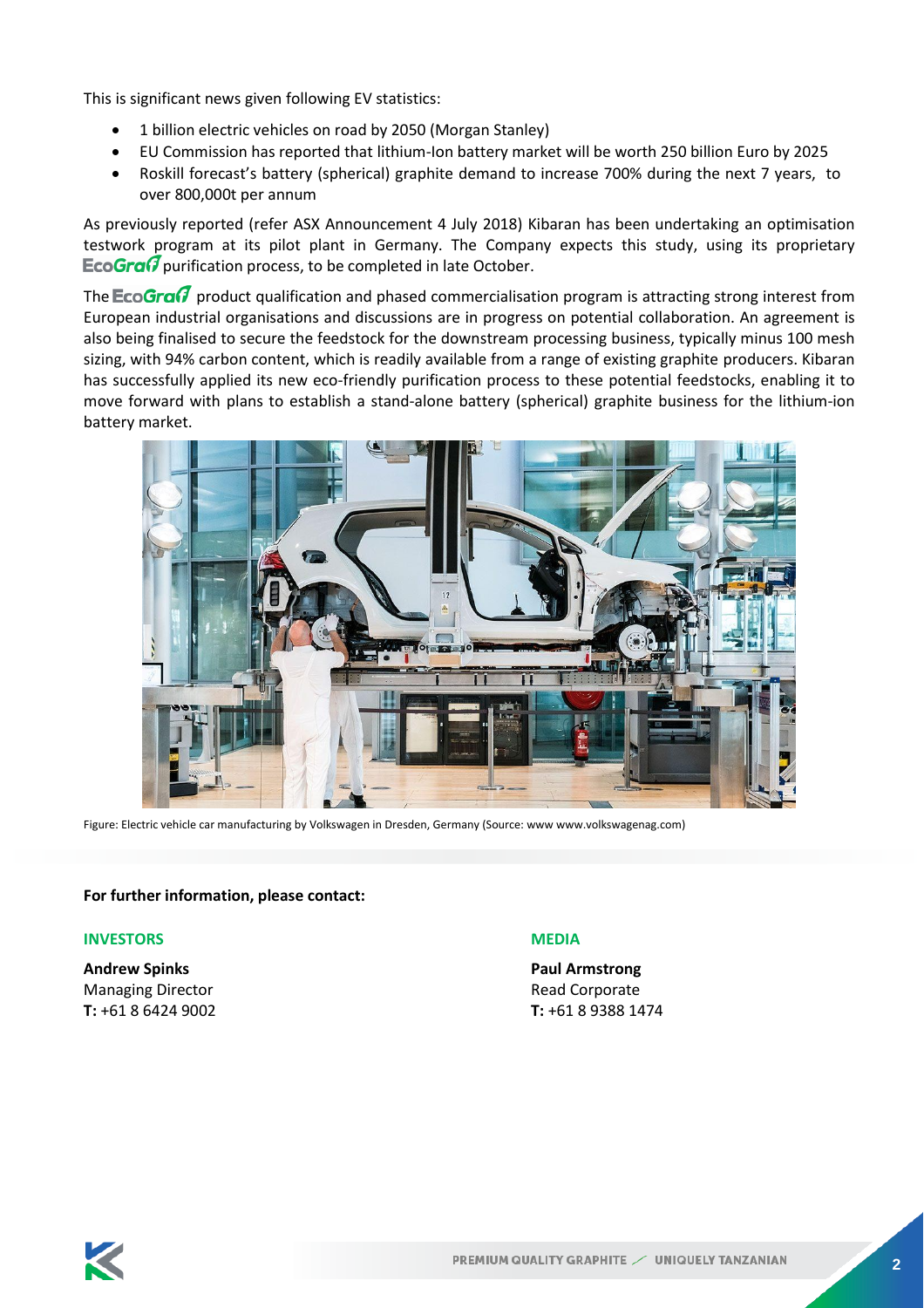This is significant news given following EV statistics:

- 1 billion electric vehicles on road by 2050 (Morgan Stanley)
- EU Commission has reported that lithium-Ion battery market will be worth 250 billion Euro by 2025
- Roskill forecast's battery (spherical) graphite demand to increase 700% during the next 7 years, to over 800,000t per annum

As previously reported (refer ASX Announcement 4 July 2018) Kibaran has been undertaking an optimisation testwork program at its pilot plant in Germany. The Company expects this study, using its proprietary EcoGraf purification process, to be completed in late October.

The EcoGraf product qualification and phased commercialisation program is attracting strong interest from European industrial organisations and discussions are in progress on potential collaboration. An agreement is also being finalised to secure the feedstock for the downstream processing business, typically minus 100 mesh sizing, with 94% carbon content, which is readily available from a range of existing graphite producers. Kibaran has successfully applied its new eco-friendly purification process to these potential feedstocks, enabling it to move forward with plans to establish a stand-alone battery (spherical) graphite business for the lithium-ion battery market.

Figure: Electric vehicle car manufacturing by Volkswagen in Dresden, Germany (Source: www www.volkswagenag.com)

**For further information, please contact:**

**INVESTORS**

**Andrew Spinks**
Managing Director
**T:** +61 8 6424 9002

**MEDIA**

**Paul Armstrong**
Read Corporate
**T:** +61 8 9388 1474